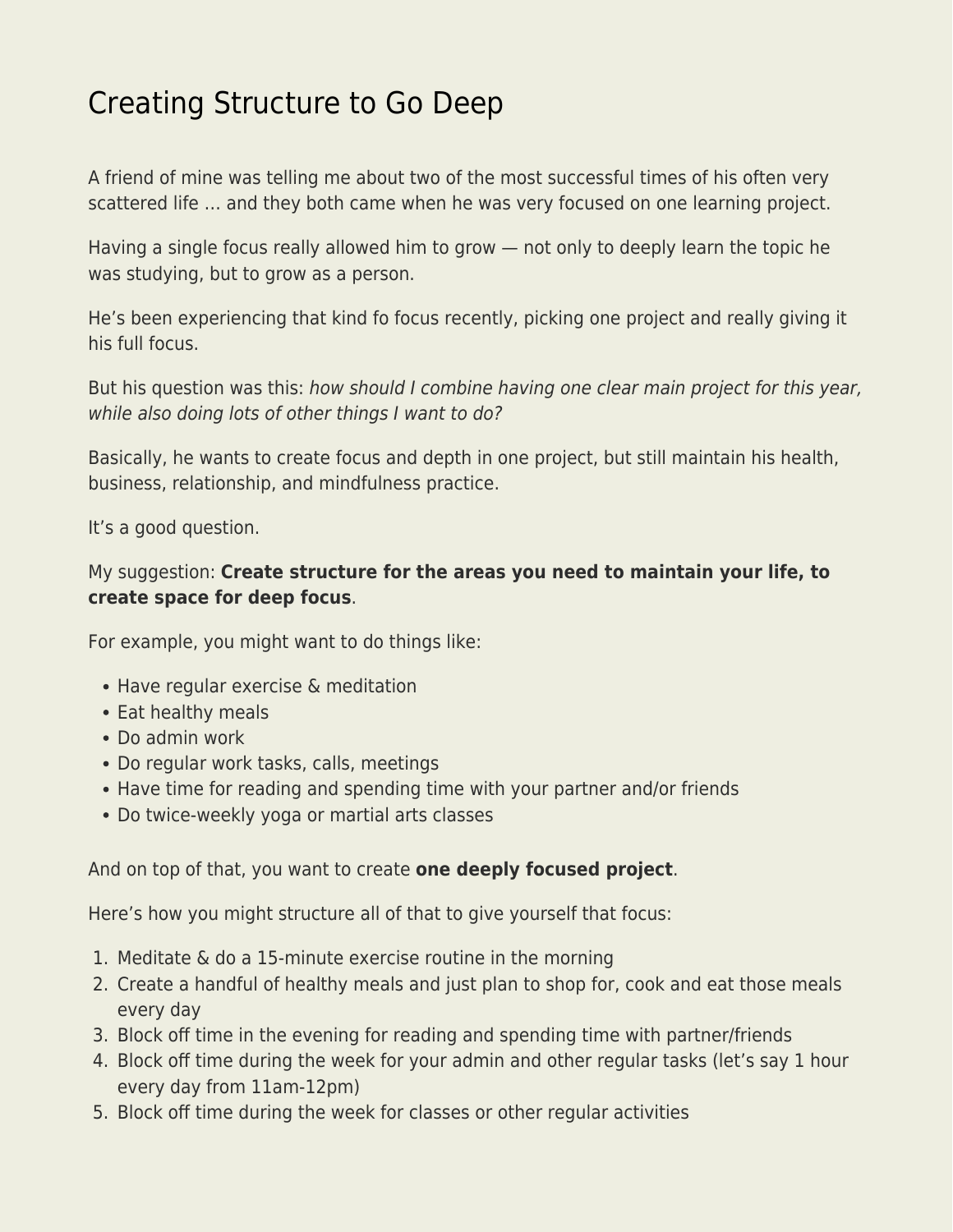# Creating Structure to Go Deep

A friend of mine was telling me about two of the most successful times of his often very scattered life … and they both came when he was very focused on one learning project.

Having a single focus really allowed him to grow — not only to deeply learn the topic he was studying, but to grow as a person.

He's been experiencing that kind fo focus recently, picking one project and really giving it his full focus.

But his question was this: *how should I combine having one clear main project for this year, while also doing lots of other things I want to do?*

Basically, he wants to create focus and depth in one project, but still maintain his health, business, relationship, and mindfulness practice.

It's a good question.

My suggestion: **Create structure for the areas you need to maintain your life, to create space for deep focus**.

For example, you might want to do things like:

- Have regular exercise & meditation
- Eat healthy meals
- Do admin work
- Do regular work tasks, calls, meetings
- Have time for reading and spending time with your partner and/or friends
- Do twice-weekly yoga or martial arts classes

And on top of that, you want to create **one deeply focused project**.

Here's how you might structure all of that to give yourself that focus:

1. Meditate & do a 15-minute exercise routine in the morning
2. Create a handful of healthy meals and just plan to shop for, cook and eat those meals every day
3. Block off time in the evening for reading and spending time with partner/friends
4. Block off time during the week for your admin and other regular tasks (let's say 1 hour every day from 11am-12pm)
5. Block off time during the week for classes or other regular activities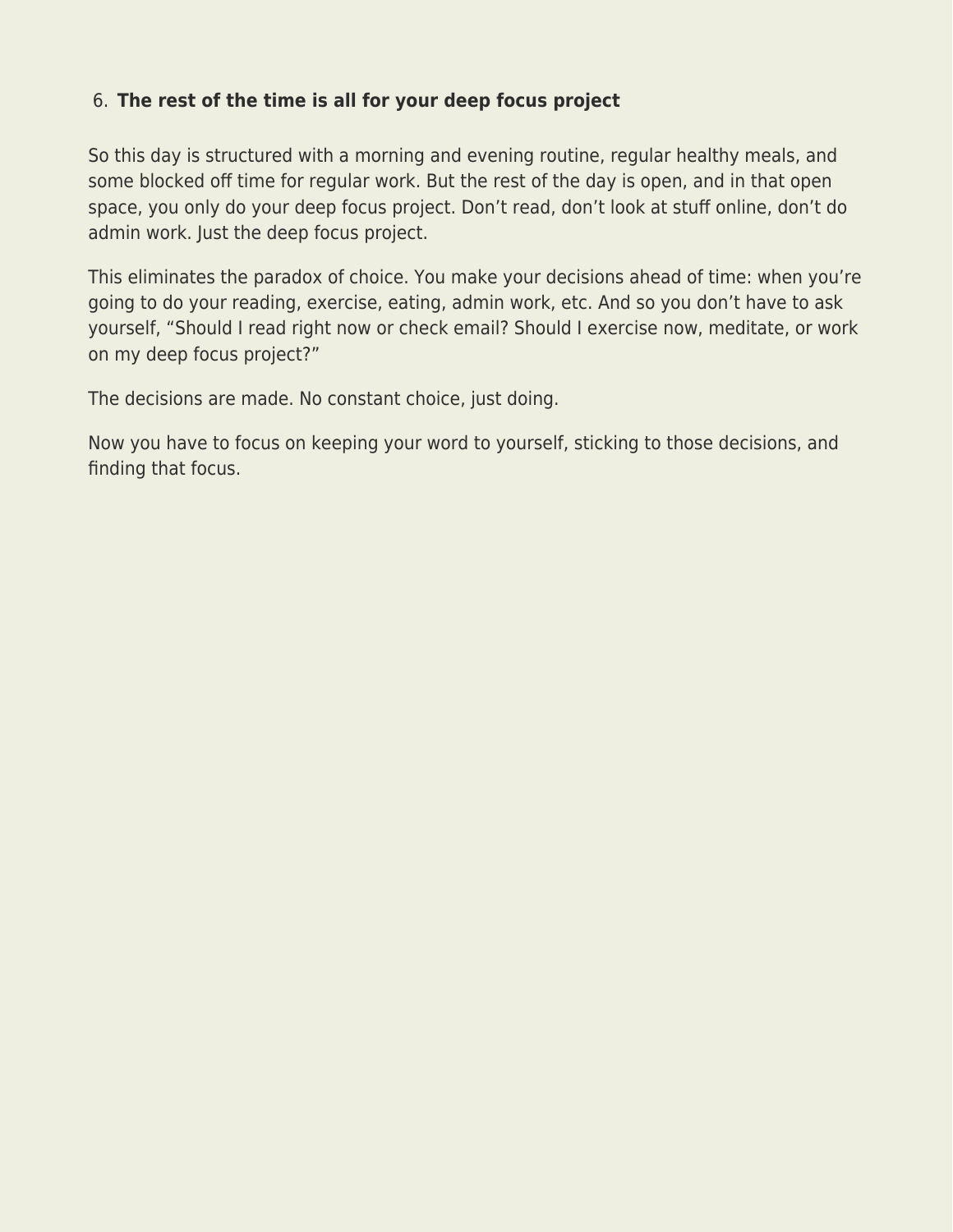6. **The rest of the time is all for your deep focus project**

So this day is structured with a morning and evening routine, regular healthy meals, and some blocked off time for regular work. But the rest of the day is open, and in that open space, you only do your deep focus project. Don't read, don't look at stuff online, don't do admin work. Just the deep focus project.

This eliminates the paradox of choice. You make your decisions ahead of time: when you're going to do your reading, exercise, eating, admin work, etc. And so you don't have to ask yourself, "Should I read right now or check email? Should I exercise now, meditate, or work on my deep focus project?"

The decisions are made. No constant choice, just doing.

Now you have to focus on keeping your word to yourself, sticking to those decisions, and finding that focus.